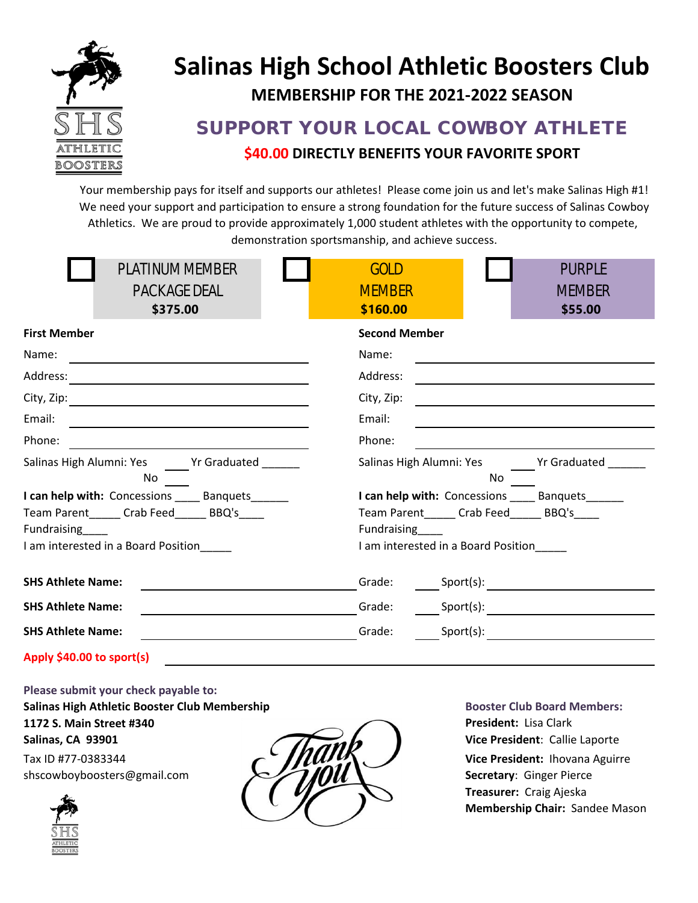# Salinas High School Athletic Boosters Club

**MEMBERSHIP FOR THE 2021-2022 SEASON**

## SUPPORT YOUR LOCAL COWBOY ATHLETE

**$40.00 DIRECTLY BENEFITS YOUR FAVORITE SPORT**

Your membership pays for itself and supports our athletes! Please come join us and let's make Salinas High #1! We need your support and participation to ensure a strong foundation for the future success of Salinas Cowboy Athletics. We are proud to provide approximately 1,000 student athletes with the opportunity to compete, demonstration sportsmanship, and achieve success.

| ☐ PLATINUM MEMBER PACKAGE DEAL **$375.00** | ☐ GOLD MEMBER **$160.00** | ☐ PURPLE MEMBER **$55.00** |
|---|---|---|

**First Member**

Name: ______________________

Address: ______________________

City, Zip: ______________________

Email: ______________________

Phone: ______________________

Salinas High Alumni: Yes ____ Yr Graduated ______
No ____

**I can help with:** Concessions ____ Banquets______
Team Parent_____ Crab Feed_____ BBQ's____
Fundraising____
I am interested in a Board Position_____

**Second Member**

Name: ______________________

Address: ______________________

City, Zip: ______________________

Email: ______________________

Phone: ______________________

Salinas High Alumni: Yes ____ Yr Graduated ______
No ____

**I can help with:** Concessions ____ Banquets______
Team Parent_____ Crab Feed_____ BBQ's____
Fundraising____
I am interested in a Board Position_____

**SHS Athlete Name:** ______________________ Grade: ____ Sport(s): ______________________

**SHS Athlete Name:** ______________________ Grade: ____ Sport(s): ______________________

**SHS Athlete Name:** ______________________ Grade: ____ Sport(s): ______________________

**Apply $40.00 to sport(s)** ______________________

**Please submit your check payable to:**
**Salinas High Athletic Booster Club Membership**
**1172 S. Main Street #340**
**Salinas, CA 93901**
Tax ID #77-0383344
shscowboyboosters@gmail.com

Thank you

**Booster Club Board Members:**
**President:** Lisa Clark
**Vice President**: Callie Laporte
**Vice President:** Ihovana Aguirre
**Secretary**: Ginger Pierce
**Treasurer:** Craig Ajeska
**Membership Chair:** Sandee Mason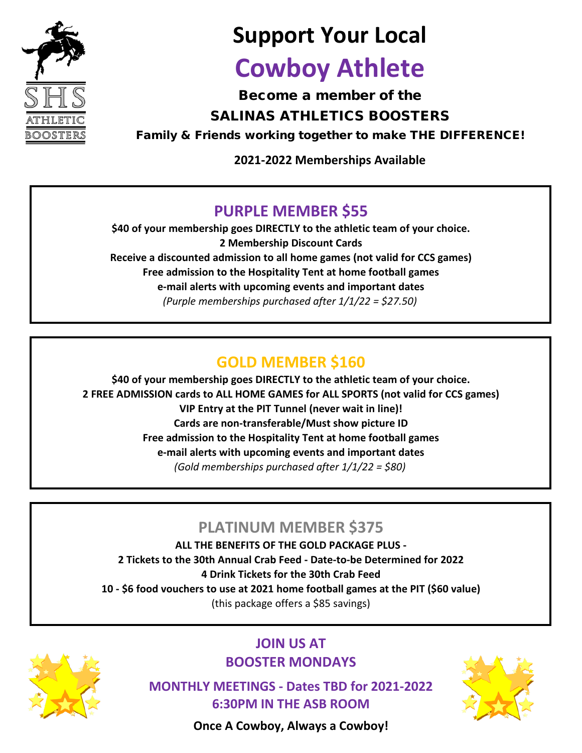# Support Your Local

# Cowboy Athlete

**Become a member of the**

**SALINAS ATHLETICS BOOSTERS**

**Family & Friends working together to make THE DIFFERENCE!**

**2021-2022 Memberships Available**

## PURPLE MEMBER $55

**$40 of your membership goes DIRECTLY to the athletic team of your choice.**

**2 Membership Discount Cards**

**Receive a discounted admission to all home games (not valid for CCS games)**

**Free admission to the Hospitality Tent at home football games**

**e-mail alerts with upcoming events and important dates**

*(Purple memberships purchased after 1/1/22 = $27.50)*

## GOLD MEMBER $160

**$40 of your membership goes DIRECTLY to the athletic team of your choice.**

**2 FREE ADMISSION cards to ALL HOME GAMES for ALL SPORTS (not valid for CCS games)**

**VIP Entry at the PIT Tunnel (never wait in line)!**

**Cards are non-transferable/Must show picture ID**

**Free admission to the Hospitality Tent at home football games**

**e-mail alerts with upcoming events and important dates**

*(Gold memberships purchased after 1/1/22 = $80)*

## PLATINUM MEMBER $375

**ALL THE BENEFITS OF THE GOLD PACKAGE PLUS -**

**2 Tickets to the 30th Annual Crab Feed - Date-to-be Determined for 2022**

**4 Drink Tickets for the 30th Crab Feed**

**10 - $6 food vouchers to use at 2021 home football games at the PIT ($60 value)**

(this package offers a $85 savings)

**JOIN US AT**

**BOOSTER MONDAYS**

**MONTHLY MEETINGS - Dates TBD for 2021-2022**

**6:30PM IN THE ASB ROOM**

**Once A Cowboy, Always a Cowboy!**